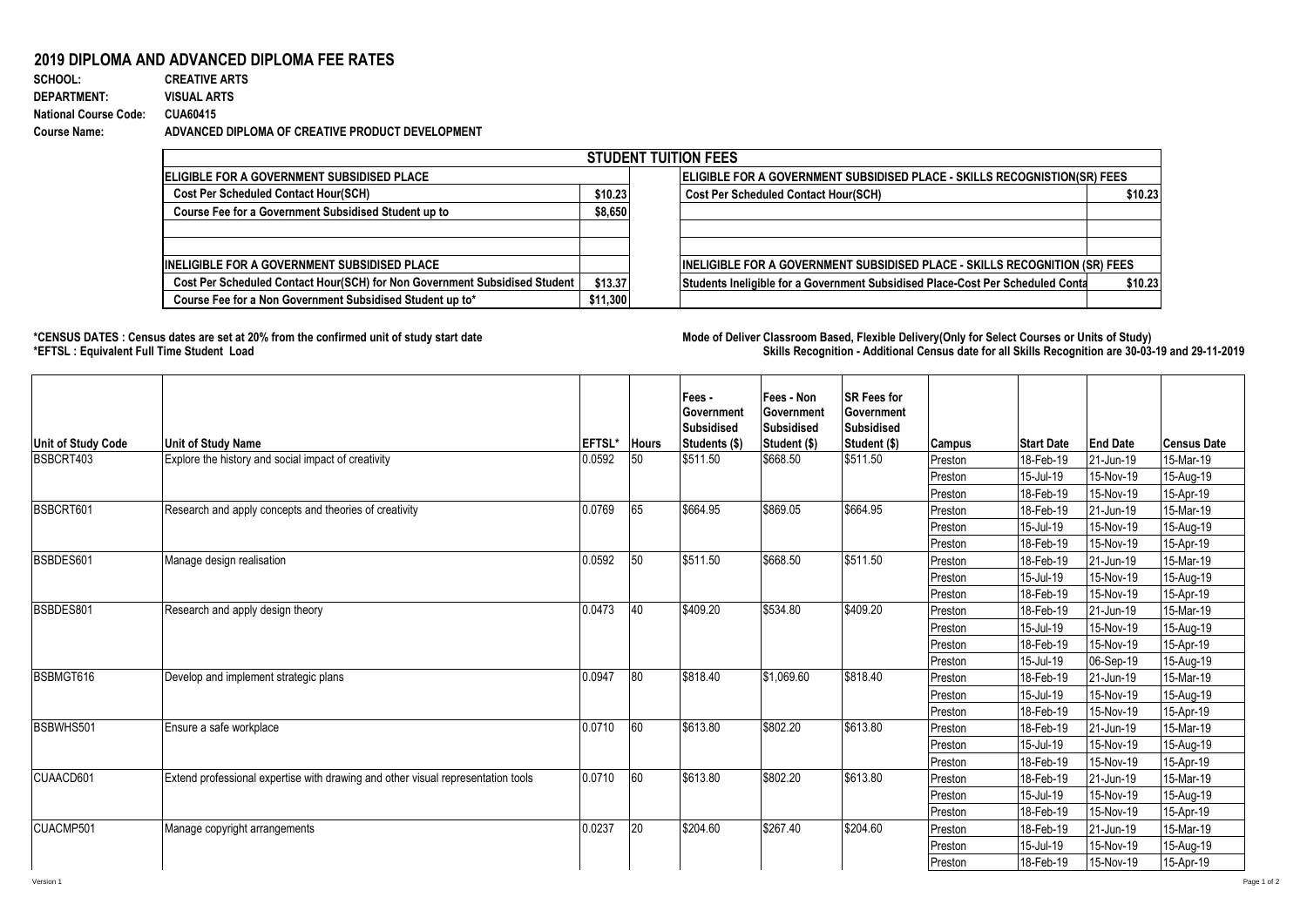# 2019 DIPLOMA AND ADVANCED DIPLOMA FEE RATES

**SCHOOL:** CREATIVE ARTS
**DEPARTMENT:** VISUAL ARTS
**National Course Code:** CUA60415
**Course Name:** ADVANCED DIPLOMA OF CREATIVE PRODUCT DEVELOPMENT

| STUDENT TUITION FEES | | | |
|---|---|---|---|
| **ELIGIBLE FOR A GOVERNMENT SUBSIDISED PLACE** | | **ELIGIBLE FOR A GOVERNMENT SUBSIDISED PLACE - SKILLS RECOGNISTION(SR) FEES** | |
| Cost Per Scheduled Contact Hour(SCH) | $10.23 | Cost Per Scheduled Contact Hour(SCH) | $10.23 |
| Course Fee for a Government Subsidised Student up to | $8,650 | | |
| | | | |
| | | | |
| **INELIGIBLE FOR A GOVERNMENT SUBSIDISED PLACE** | | **INELIGIBLE FOR A GOVERNMENT SUBSIDISED PLACE - SKILLS RECOGNITION (SR) FEES** | |
| Cost Per Scheduled Contact Hour(SCH) for Non Government Subsidised Student | $13.37 | Students Ineligible for a Government Subsidised Place-Cost Per Scheduled Conta | $10.23 |
| Course Fee for a Non Government Subsidised Student up to* | $11,300 | | |

**\*CENSUS DATES : Census dates are set at 20% from the confirmed unit of study start date**
**\*EFTSL : Equivalent Full Time Student Load**

**Mode of Deliver Classroom Based, Flexible Delivery(Only for Select Courses or Units of Study)**
**Skills Recognition - Additional Census date for all Skills Recognition are 30-03-19 and 29-11-2019**

| Unit of Study Code | Unit of Study Name | EFTSL* | Hours | Fees - Government Subsidised Students ($) | Fees - Non Government Subsidised Student ($) | SR Fees for Government Subsidised Student ($) | Campus | Start Date | End Date | Census Date |
|---|---|---|---|---|---|---|---|---|---|---|
| BSBCRT403 | Explore the history and social impact of creativity | 0.0592 | 50 | $511.50 | $668.50 | $511.50 | Preston | 18-Feb-19 | 21-Jun-19 | 15-Mar-19 |
| | | | | | | | Preston | 15-Jul-19 | 15-Nov-19 | 15-Aug-19 |
| | | | | | | | Preston | 18-Feb-19 | 15-Nov-19 | 15-Apr-19 |
| BSBCRT601 | Research and apply concepts and theories of creativity | 0.0769 | 65 | $664.95 | $869.05 | $664.95 | Preston | 18-Feb-19 | 21-Jun-19 | 15-Mar-19 |
| | | | | | | | Preston | 15-Jul-19 | 15-Nov-19 | 15-Aug-19 |
| | | | | | | | Preston | 18-Feb-19 | 15-Nov-19 | 15-Apr-19 |
| BSBDES601 | Manage design realisation | 0.0592 | 50 | $511.50 | $668.50 | $511.50 | Preston | 18-Feb-19 | 21-Jun-19 | 15-Mar-19 |
| | | | | | | | Preston | 15-Jul-19 | 15-Nov-19 | 15-Aug-19 |
| | | | | | | | Preston | 18-Feb-19 | 15-Nov-19 | 15-Apr-19 |
| BSBDES801 | Research and apply design theory | 0.0473 | 40 | $409.20 | $534.80 | $409.20 | Preston | 18-Feb-19 | 21-Jun-19 | 15-Mar-19 |
| | | | | | | | Preston | 15-Jul-19 | 15-Nov-19 | 15-Aug-19 |
| | | | | | | | Preston | 18-Feb-19 | 15-Nov-19 | 15-Apr-19 |
| | | | | | | | Preston | 15-Jul-19 | 06-Sep-19 | 15-Aug-19 |
| BSBMGT616 | Develop and implement strategic plans | 0.0947 | 80 | $818.40 | $1,069.60 | $818.40 | Preston | 18-Feb-19 | 21-Jun-19 | 15-Mar-19 |
| | | | | | | | Preston | 15-Jul-19 | 15-Nov-19 | 15-Aug-19 |
| | | | | | | | Preston | 18-Feb-19 | 15-Nov-19 | 15-Apr-19 |
| BSBWHS501 | Ensure a safe workplace | 0.0710 | 60 | $613.80 | $802.20 | $613.80 | Preston | 18-Feb-19 | 21-Jun-19 | 15-Mar-19 |
| | | | | | | | Preston | 15-Jul-19 | 15-Nov-19 | 15-Aug-19 |
| | | | | | | | Preston | 18-Feb-19 | 15-Nov-19 | 15-Apr-19 |
| CUAACD601 | Extend professional expertise with drawing and other visual representation tools | 0.0710 | 60 | $613.80 | $802.20 | $613.80 | Preston | 18-Feb-19 | 21-Jun-19 | 15-Mar-19 |
| | | | | | | | Preston | 15-Jul-19 | 15-Nov-19 | 15-Aug-19 |
| | | | | | | | Preston | 18-Feb-19 | 15-Nov-19 | 15-Apr-19 |
| CUACMP501 | Manage copyright arrangements | 0.0237 | 20 | $204.60 | $267.40 | $204.60 | Preston | 18-Feb-19 | 21-Jun-19 | 15-Mar-19 |
| | | | | | | | Preston | 15-Jul-19 | 15-Nov-19 | 15-Aug-19 |
| | | | | | | | Preston | 18-Feb-19 | 15-Nov-19 | 15-Apr-19 |

Version 1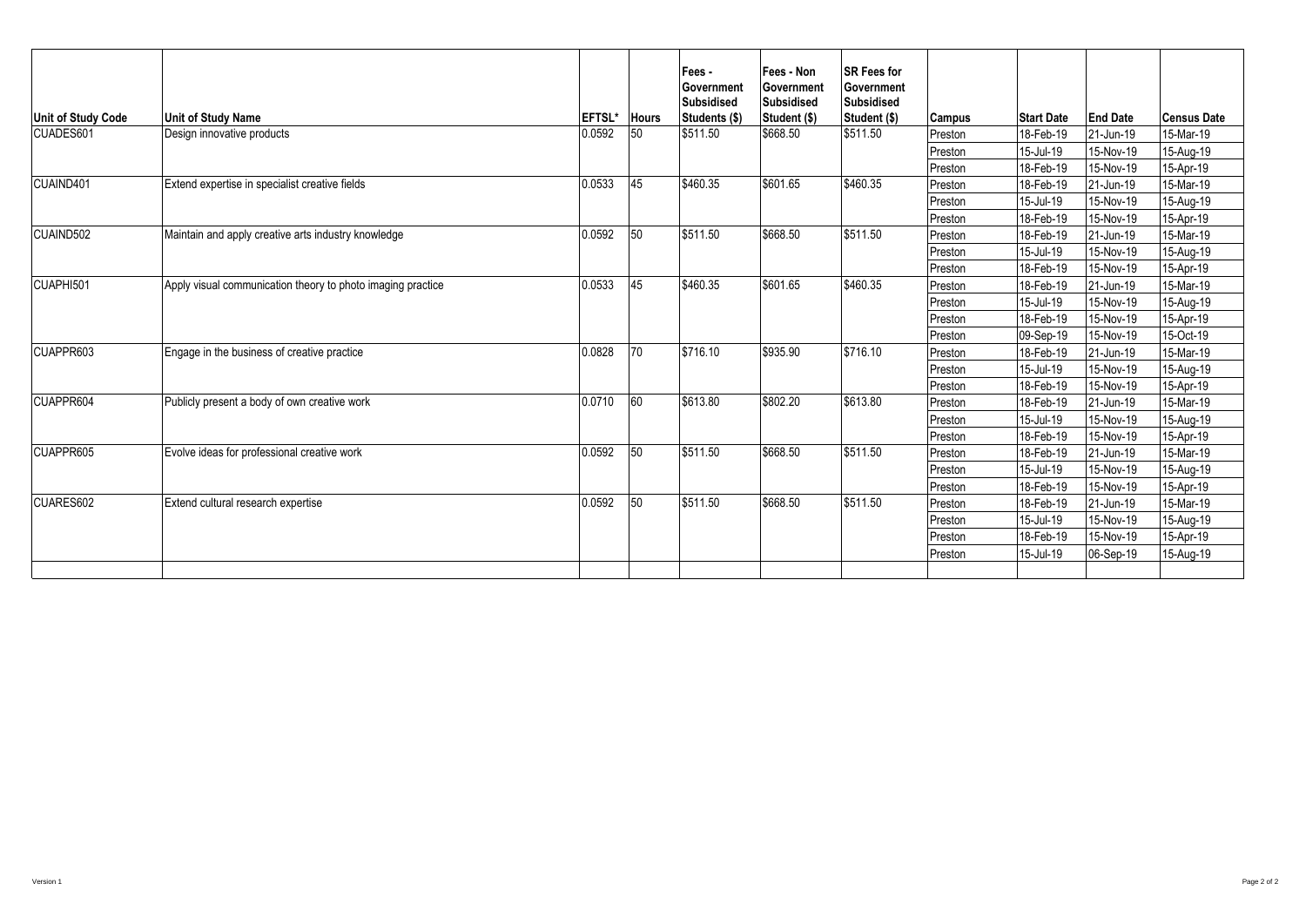| Unit of Study Code | Unit of Study Name | EFTSL* | Hours | Fees - Government Subsidised Students ($) | Fees - Non Government Subsidised Student ($) | SR Fees for Government Subsidised Student ($) | Campus | Start Date | End Date | Census Date |
|---|---|---|---|---|---|---|---|---|---|---|
| CUADES601 | Design innovative products | 0.0592 | 50 | $511.50 | $668.50 | $511.50 | Preston | 18-Feb-19 | 21-Jun-19 | 15-Mar-19 |
| | | | | | | | Preston | 15-Jul-19 | 15-Nov-19 | 15-Aug-19 |
| | | | | | | | Preston | 18-Feb-19 | 15-Nov-19 | 15-Apr-19 |
| CUAIND401 | Extend expertise in specialist creative fields | 0.0533 | 45 | $460.35 | $601.65 | $460.35 | Preston | 18-Feb-19 | 21-Jun-19 | 15-Mar-19 |
| | | | | | | | Preston | 15-Jul-19 | 15-Nov-19 | 15-Aug-19 |
| | | | | | | | Preston | 18-Feb-19 | 15-Nov-19 | 15-Apr-19 |
| CUAIND502 | Maintain and apply creative arts industry knowledge | 0.0592 | 50 | $511.50 | $668.50 | $511.50 | Preston | 18-Feb-19 | 21-Jun-19 | 15-Mar-19 |
| | | | | | | | Preston | 15-Jul-19 | 15-Nov-19 | 15-Aug-19 |
| | | | | | | | Preston | 18-Feb-19 | 15-Nov-19 | 15-Apr-19 |
| CUAPHI501 | Apply visual communication theory to photo imaging practice | 0.0533 | 45 | $460.35 | $601.65 | $460.35 | Preston | 18-Feb-19 | 21-Jun-19 | 15-Mar-19 |
| | | | | | | | Preston | 15-Jul-19 | 15-Nov-19 | 15-Aug-19 |
| | | | | | | | Preston | 18-Feb-19 | 15-Nov-19 | 15-Apr-19 |
| | | | | | | | Preston | 09-Sep-19 | 15-Nov-19 | 15-Oct-19 |
| CUAPPR603 | Engage in the business of creative practice | 0.0828 | 70 | $716.10 | $935.90 | $716.10 | Preston | 18-Feb-19 | 21-Jun-19 | 15-Mar-19 |
| | | | | | | | Preston | 15-Jul-19 | 15-Nov-19 | 15-Aug-19 |
| | | | | | | | Preston | 18-Feb-19 | 15-Nov-19 | 15-Apr-19 |
| CUAPPR604 | Publicly present a body of own creative work | 0.0710 | 60 | $613.80 | $802.20 | $613.80 | Preston | 18-Feb-19 | 21-Jun-19 | 15-Mar-19 |
| | | | | | | | Preston | 15-Jul-19 | 15-Nov-19 | 15-Aug-19 |
| | | | | | | | Preston | 18-Feb-19 | 15-Nov-19 | 15-Apr-19 |
| CUAPPR605 | Evolve ideas for professional creative work | 0.0592 | 50 | $511.50 | $668.50 | $511.50 | Preston | 18-Feb-19 | 21-Jun-19 | 15-Mar-19 |
| | | | | | | | Preston | 15-Jul-19 | 15-Nov-19 | 15-Aug-19 |
| | | | | | | | Preston | 18-Feb-19 | 15-Nov-19 | 15-Apr-19 |
| CUARES602 | Extend cultural research expertise | 0.0592 | 50 | $511.50 | $668.50 | $511.50 | Preston | 18-Feb-19 | 21-Jun-19 | 15-Mar-19 |
| | | | | | | | Preston | 15-Jul-19 | 15-Nov-19 | 15-Aug-19 |
| | | | | | | | Preston | 18-Feb-19 | 15-Nov-19 | 15-Apr-19 |
| | | | | | | | Preston | 15-Jul-19 | 06-Sep-19 | 15-Aug-19 |

Version 1